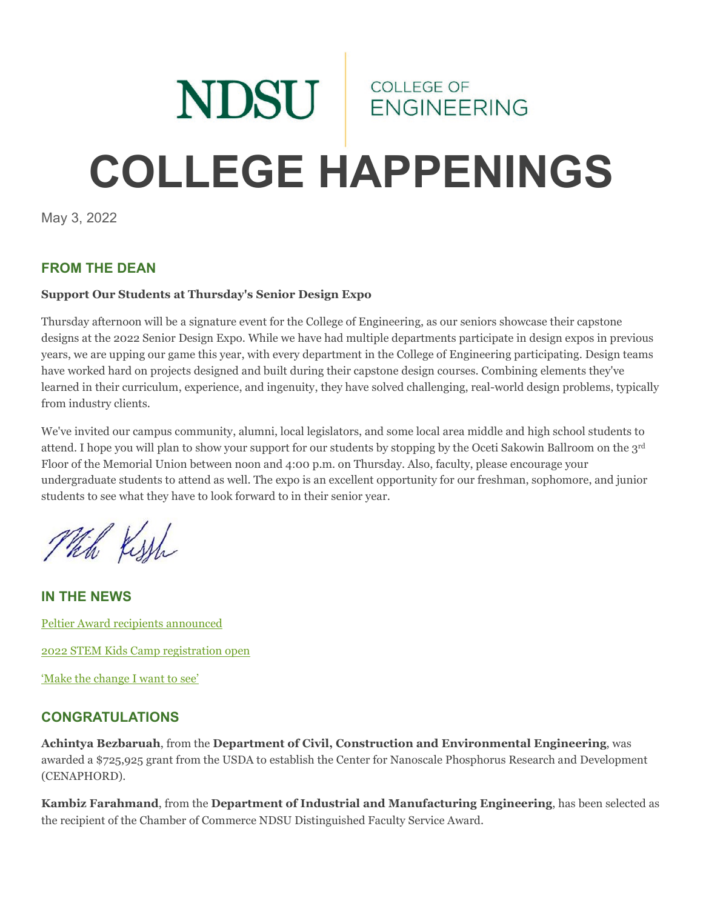NDSU | COLLEGE OF ENGINEERING

# COLLEGE HAPPENINGS

May 3, 2022

## FROM THE DEAN

**Support Our Students at Thursday's Senior Design Expo**

Thursday afternoon will be a signature event for the College of Engineering, as our seniors showcase their capstone designs at the 2022 Senior Design Expo. While we have had multiple departments participate in design expos in previous years, we are upping our game this year, with every department in the College of Engineering participating. Design teams have worked hard on projects designed and built during their capstone design courses. Combining elements they've learned in their curriculum, experience, and ingenuity, they have solved challenging, real-world design problems, typically from industry clients.

We've invited our campus community, alumni, local legislators, and some local area middle and high school students to attend. I hope you will plan to show your support for our students by stopping by the Oceti Sakowin Ballroom on the 3rd Floor of the Memorial Union between noon and 4:00 p.m. on Thursday. Also, faculty, please encourage your undergraduate students to attend as well. The expo is an excellent opportunity for our freshman, sophomore, and junior students to see what they have to look forward to in their senior year.

## IN THE NEWS

Peltier Award recipients announced

2022 STEM Kids Camp registration open

'Make the change I want to see'

## CONGRATULATIONS

**Achintya Bezbaruah**, from the **Department of Civil, Construction and Environmental Engineering**, was awarded a $725,925 grant from the USDA to establish the Center for Nanoscale Phosphorus Research and Development (CENAPHORD).

**Kambiz Farahmand**, from the **Department of Industrial and Manufacturing Engineering**, has been selected as the recipient of the Chamber of Commerce NDSU Distinguished Faculty Service Award.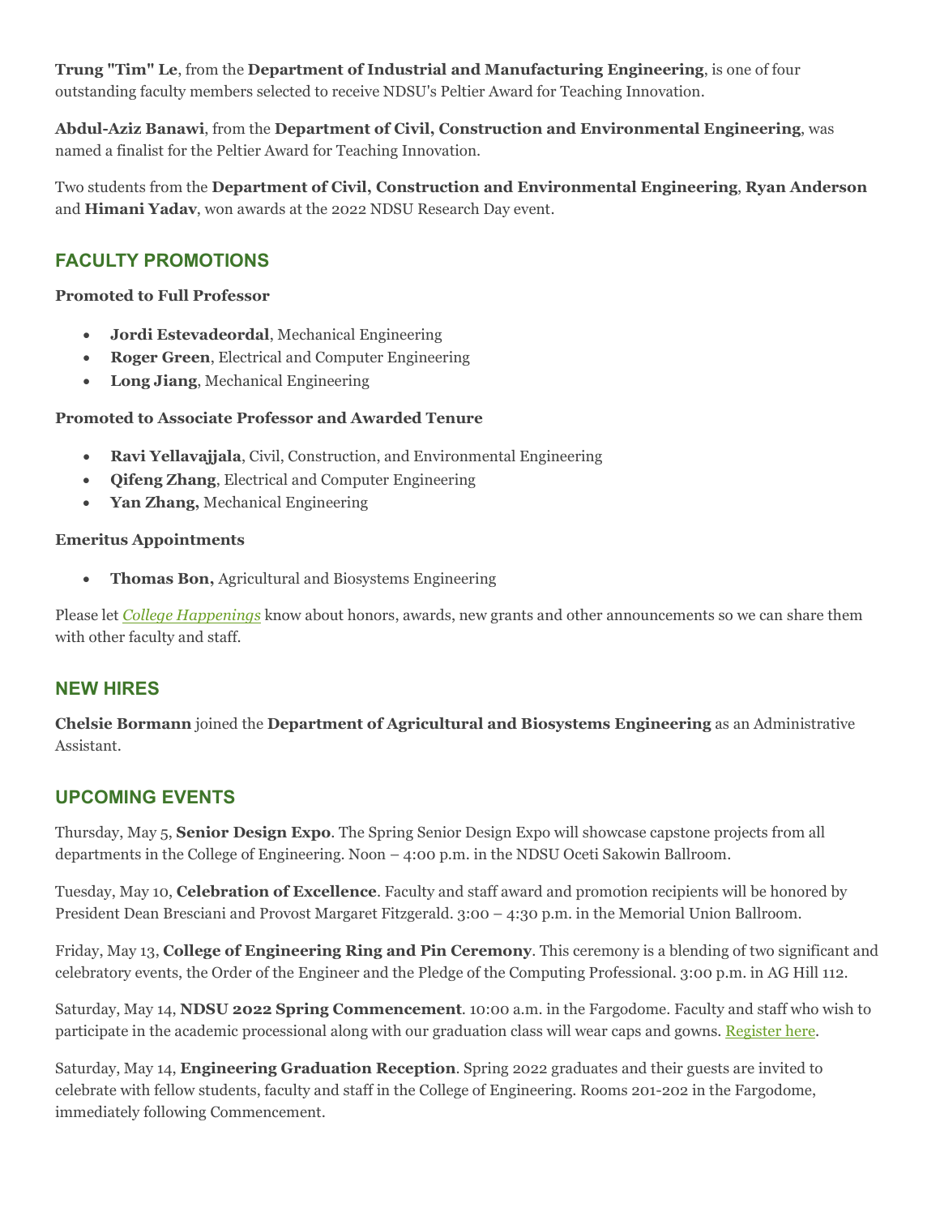**Trung "Tim" Le**, from the **Department of Industrial and Manufacturing Engineering**, is one of four outstanding faculty members selected to receive NDSU's Peltier Award for Teaching Innovation.

**Abdul-Aziz Banawi**, from the **Department of Civil, Construction and Environmental Engineering**, was named a finalist for the Peltier Award for Teaching Innovation.

Two students from the **Department of Civil, Construction and Environmental Engineering**, **Ryan Anderson** and **Himani Yadav**, won awards at the 2022 NDSU Research Day event.

## FACULTY PROMOTIONS

**Promoted to Full Professor**

- **Jordi Estevadeordal**, Mechanical Engineering
- **Roger Green**, Electrical and Computer Engineering
- **Long Jiang**, Mechanical Engineering

**Promoted to Associate Professor and Awarded Tenure**

- **Ravi Yellavajjala**, Civil, Construction, and Environmental Engineering
- **Qifeng Zhang**, Electrical and Computer Engineering
- **Yan Zhang,** Mechanical Engineering

**Emeritus Appointments**

- **Thomas Bon,** Agricultural and Biosystems Engineering

Please let *College Happenings* know about honors, awards, new grants and other announcements so we can share them with other faculty and staff.

## NEW HIRES

**Chelsie Bormann** joined the **Department of Agricultural and Biosystems Engineering** as an Administrative Assistant.

## UPCOMING EVENTS

Thursday, May 5, **Senior Design Expo**. The Spring Senior Design Expo will showcase capstone projects from all departments in the College of Engineering. Noon – 4:00 p.m. in the NDSU Oceti Sakowin Ballroom.

Tuesday, May 10, **Celebration of Excellence**. Faculty and staff award and promotion recipients will be honored by President Dean Bresciani and Provost Margaret Fitzgerald. 3:00 – 4:30 p.m. in the Memorial Union Ballroom.

Friday, May 13, **College of Engineering Ring and Pin Ceremony**. This ceremony is a blending of two significant and celebratory events, the Order of the Engineer and the Pledge of the Computing Professional. 3:00 p.m. in AG Hill 112.

Saturday, May 14, **NDSU 2022 Spring Commencement**. 10:00 a.m. in the Fargodome. Faculty and staff who wish to participate in the academic processional along with our graduation class will wear caps and gowns. Register here.

Saturday, May 14, **Engineering Graduation Reception**. Spring 2022 graduates and their guests are invited to celebrate with fellow students, faculty and staff in the College of Engineering. Rooms 201-202 in the Fargodome, immediately following Commencement.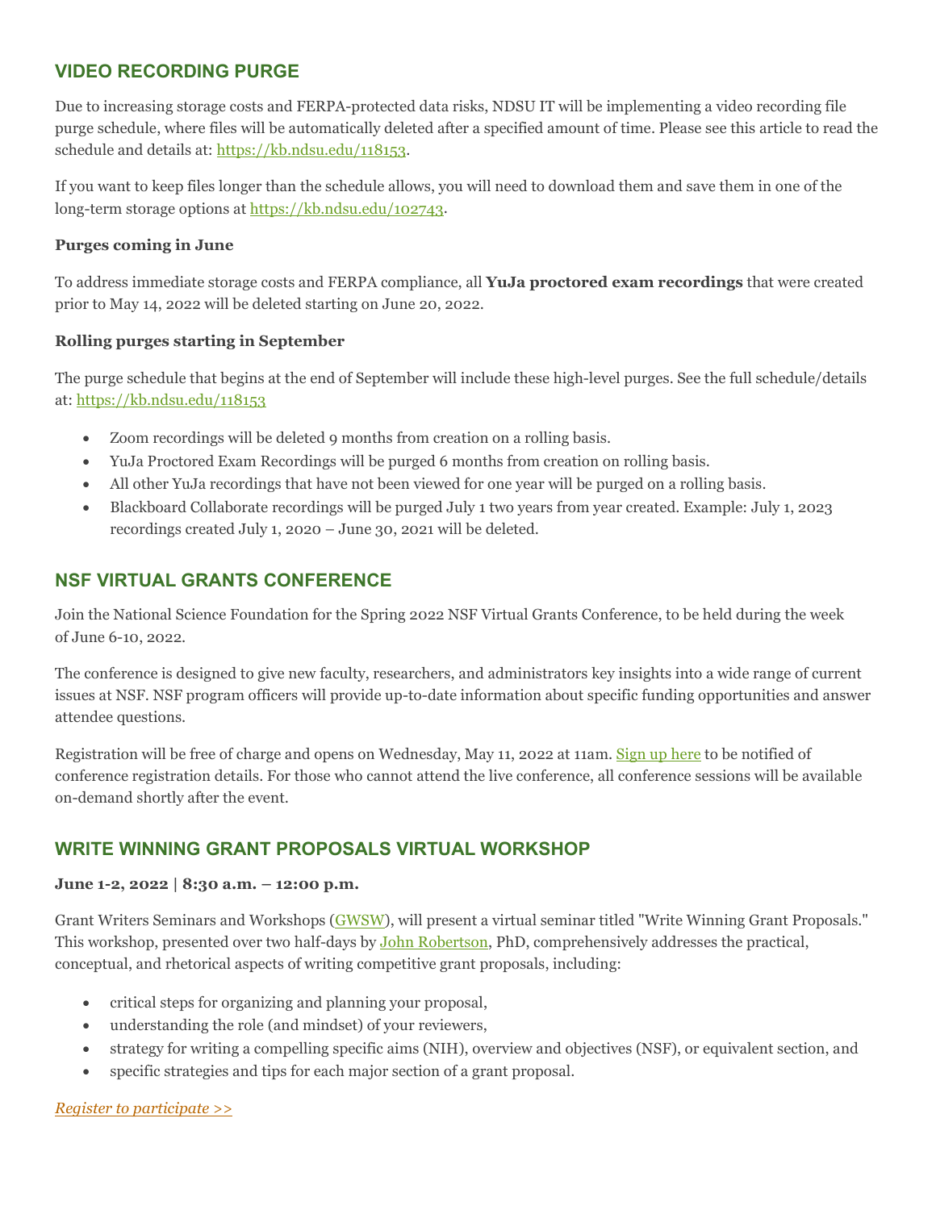## VIDEO RECORDING PURGE

Due to increasing storage costs and FERPA-protected data risks, NDSU IT will be implementing a video recording file purge schedule, where files will be automatically deleted after a specified amount of time. Please see this article to read the schedule and details at: https://kb.ndsu.edu/118153.

If you want to keep files longer than the schedule allows, you will need to download them and save them in one of the long-term storage options at https://kb.ndsu.edu/102743.

**Purges coming in June**

To address immediate storage costs and FERPA compliance, all **YuJa proctored exam recordings** that were created prior to May 14, 2022 will be deleted starting on June 20, 2022.

**Rolling purges starting in September**

The purge schedule that begins at the end of September will include these high-level purges. See the full schedule/details at: https://kb.ndsu.edu/118153

- Zoom recordings will be deleted 9 months from creation on a rolling basis.
- YuJa Proctored Exam Recordings will be purged 6 months from creation on rolling basis.
- All other YuJa recordings that have not been viewed for one year will be purged on a rolling basis.
- Blackboard Collaborate recordings will be purged July 1 two years from year created. Example: July 1, 2023 recordings created July 1, 2020 – June 30, 2021 will be deleted.

## NSF VIRTUAL GRANTS CONFERENCE

Join the National Science Foundation for the Spring 2022 NSF Virtual Grants Conference, to be held during the week of June 6-10, 2022.

The conference is designed to give new faculty, researchers, and administrators key insights into a wide range of current issues at NSF. NSF program officers will provide up-to-date information about specific funding opportunities and answer attendee questions.

Registration will be free of charge and opens on Wednesday, May 11, 2022 at 11am. Sign up here to be notified of conference registration details. For those who cannot attend the live conference, all conference sessions will be available on-demand shortly after the event.

## WRITE WINNING GRANT PROPOSALS VIRTUAL WORKSHOP

**June 1-2, 2022 | 8:30 a.m. – 12:00 p.m.**

Grant Writers Seminars and Workshops (GWSW), will present a virtual seminar titled "Write Winning Grant Proposals." This workshop, presented over two half-days by John Robertson, PhD, comprehensively addresses the practical, conceptual, and rhetorical aspects of writing competitive grant proposals, including:

- critical steps for organizing and planning your proposal,
- understanding the role (and mindset) of your reviewers,
- strategy for writing a compelling specific aims (NIH), overview and objectives (NSF), or equivalent section, and
- specific strategies and tips for each major section of a grant proposal.

*Register to participate >>*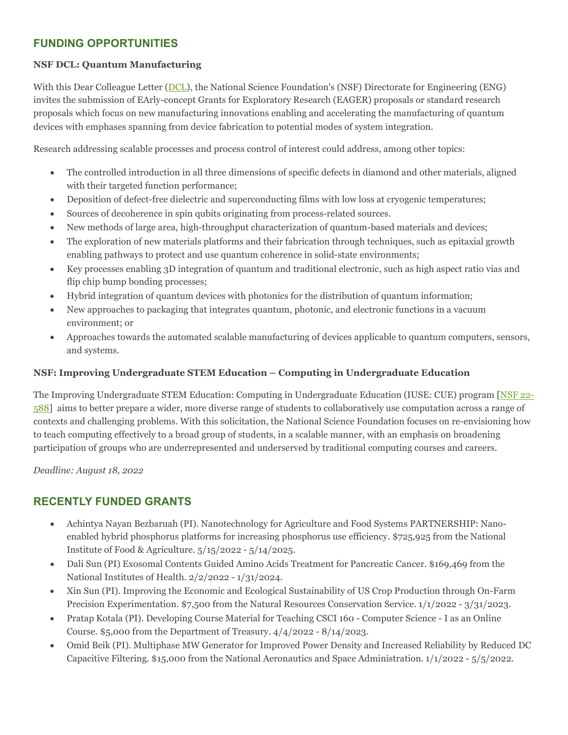## FUNDING OPPORTUNITIES

**NSF DCL: Quantum Manufacturing**

With this Dear Colleague Letter (DCL), the National Science Foundation's (NSF) Directorate for Engineering (ENG) invites the submission of EArly-concept Grants for Exploratory Research (EAGER) proposals or standard research proposals which focus on new manufacturing innovations enabling and accelerating the manufacturing of quantum devices with emphases spanning from device fabrication to potential modes of system integration.

Research addressing scalable processes and process control of interest could address, among other topics:

- The controlled introduction in all three dimensions of specific defects in diamond and other materials, aligned with their targeted function performance;
- Deposition of defect-free dielectric and superconducting films with low loss at cryogenic temperatures;
- Sources of decoherence in spin qubits originating from process-related sources.
- New methods of large area, high-throughput characterization of quantum-based materials and devices;
- The exploration of new materials platforms and their fabrication through techniques, such as epitaxial growth enabling pathways to protect and use quantum coherence in solid-state environments;
- Key processes enabling 3D integration of quantum and traditional electronic, such as high aspect ratio vias and flip chip bump bonding processes;
- Hybrid integration of quantum devices with photonics for the distribution of quantum information;
- New approaches to packaging that integrates quantum, photonic, and electronic functions in a vacuum environment; or
- Approaches towards the automated scalable manufacturing of devices applicable to quantum computers, sensors, and systems.

**NSF: Improving Undergraduate STEM Education – Computing in Undergraduate Education**

The Improving Undergraduate STEM Education: Computing in Undergraduate Education (IUSE: CUE) program [NSF 22-588] aims to better prepare a wider, more diverse range of students to collaboratively use computation across a range of contexts and challenging problems. With this solicitation, the National Science Foundation focuses on re-envisioning how to teach computing effectively to a broad group of students, in a scalable manner, with an emphasis on broadening participation of groups who are underrepresented and underserved by traditional computing courses and careers.

*Deadline: August 18, 2022*

## RECENTLY FUNDED GRANTS

- Achintya Nayan Bezbaruah (PI). Nanotechnology for Agriculture and Food Systems PARTNERSHIP: Nano-enabled hybrid phosphorus platforms for increasing phosphorus use efficiency. $725,925 from the National Institute of Food & Agriculture. 5/15/2022 - 5/14/2025.
- Dali Sun (PI) Exosomal Contents Guided Amino Acids Treatment for Pancreatic Cancer. $169,469 from the National Institutes of Health. 2/2/2022 - 1/31/2024.
- Xin Sun (PI). Improving the Economic and Ecological Sustainability of US Crop Production through On-Farm Precision Experimentation. $7,500 from the Natural Resources Conservation Service. 1/1/2022 - 3/31/2023.
- Pratap Kotala (PI). Developing Course Material for Teaching CSCI 160 - Computer Science - I as an Online Course. $5,000 from the Department of Treasury. 4/4/2022 - 8/14/2023.
- Omid Beik (PI). Multiphase MW Generator for Improved Power Density and Increased Reliability by Reduced DC Capacitive Filtering. $15,000 from the National Aeronautics and Space Administration. 1/1/2022 - 5/5/2022.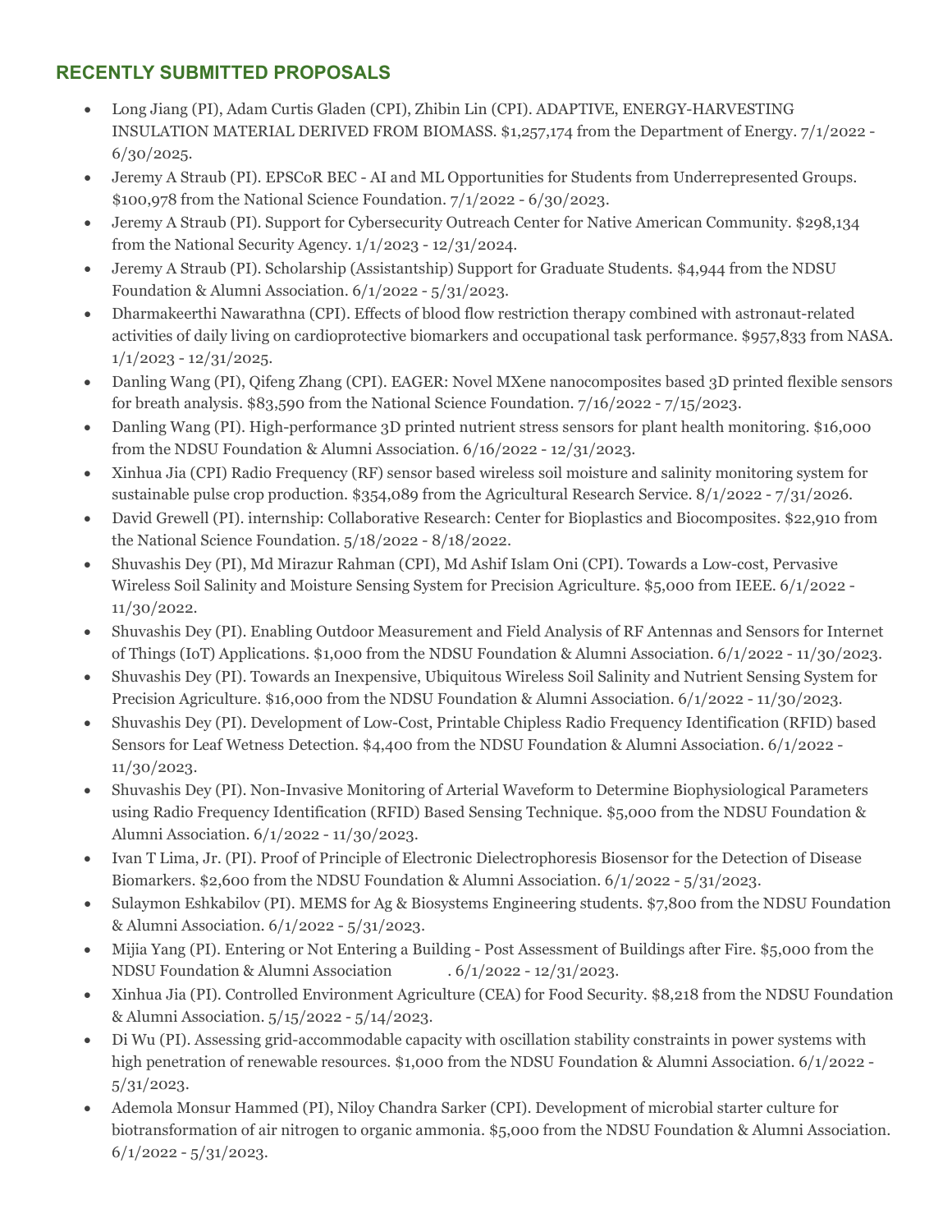## RECENTLY SUBMITTED PROPOSALS

- Long Jiang (PI), Adam Curtis Gladen (CPI), Zhibin Lin (CPI). ADAPTIVE, ENERGY-HARVESTING INSULATION MATERIAL DERIVED FROM BIOMASS. $1,257,174 from the Department of Energy. 7/1/2022 - 6/30/2025.
- Jeremy A Straub (PI). EPSCoR BEC - AI and ML Opportunities for Students from Underrepresented Groups. $100,978 from the National Science Foundation. 7/1/2022 - 6/30/2023.
- Jeremy A Straub (PI). Support for Cybersecurity Outreach Center for Native American Community. $298,134 from the National Security Agency. 1/1/2023 - 12/31/2024.
- Jeremy A Straub (PI). Scholarship (Assistantship) Support for Graduate Students. $4,944 from the NDSU Foundation & Alumni Association. 6/1/2022 - 5/31/2023.
- Dharmakeerthi Nawarathna (CPI). Effects of blood flow restriction therapy combined with astronaut-related activities of daily living on cardioprotective biomarkers and occupational task performance. $957,833 from NASA. 1/1/2023 - 12/31/2025.
- Danling Wang (PI), Qifeng Zhang (CPI). EAGER: Novel MXene nanocomposites based 3D printed flexible sensors for breath analysis. $83,590 from the National Science Foundation. 7/16/2022 - 7/15/2023.
- Danling Wang (PI). High-performance 3D printed nutrient stress sensors for plant health monitoring. $16,000 from the NDSU Foundation & Alumni Association. 6/16/2022 - 12/31/2023.
- Xinhua Jia (CPI) Radio Frequency (RF) sensor based wireless soil moisture and salinity monitoring system for sustainable pulse crop production. $354,089 from the Agricultural Research Service. 8/1/2022 - 7/31/2026.
- David Grewell (PI). internship: Collaborative Research: Center for Bioplastics and Biocomposites. $22,910 from the National Science Foundation. 5/18/2022 - 8/18/2022.
- Shuvashis Dey (PI), Md Mirazur Rahman (CPI), Md Ashif Islam Oni (CPI). Towards a Low-cost, Pervasive Wireless Soil Salinity and Moisture Sensing System for Precision Agriculture. $5,000 from IEEE. 6/1/2022 - 11/30/2022.
- Shuvashis Dey (PI). Enabling Outdoor Measurement and Field Analysis of RF Antennas and Sensors for Internet of Things (IoT) Applications. $1,000 from the NDSU Foundation & Alumni Association. 6/1/2022 - 11/30/2023.
- Shuvashis Dey (PI). Towards an Inexpensive, Ubiquitous Wireless Soil Salinity and Nutrient Sensing System for Precision Agriculture. $16,000 from the NDSU Foundation & Alumni Association. 6/1/2022 - 11/30/2023.
- Shuvashis Dey (PI). Development of Low-Cost, Printable Chipless Radio Frequency Identification (RFID) based Sensors for Leaf Wetness Detection. $4,400 from the NDSU Foundation & Alumni Association. 6/1/2022 - 11/30/2023.
- Shuvashis Dey (PI). Non-Invasive Monitoring of Arterial Waveform to Determine Biophysiological Parameters using Radio Frequency Identification (RFID) Based Sensing Technique. $5,000 from the NDSU Foundation & Alumni Association. 6/1/2022 - 11/30/2023.
- Ivan T Lima, Jr. (PI). Proof of Principle of Electronic Dielectrophoresis Biosensor for the Detection of Disease Biomarkers. $2,600 from the NDSU Foundation & Alumni Association. 6/1/2022 - 5/31/2023.
- Sulaymon Eshkabilov (PI). MEMS for Ag & Biosystems Engineering students. $7,800 from the NDSU Foundation & Alumni Association. 6/1/2022 - 5/31/2023.
- Mijia Yang (PI). Entering or Not Entering a Building - Post Assessment of Buildings after Fire. $5,000 from the NDSU Foundation & Alumni Association . 6/1/2022 - 12/31/2023.
- Xinhua Jia (PI). Controlled Environment Agriculture (CEA) for Food Security. $8,218 from the NDSU Foundation & Alumni Association. 5/15/2022 - 5/14/2023.
- Di Wu (PI). Assessing grid-accommodable capacity with oscillation stability constraints in power systems with high penetration of renewable resources. $1,000 from the NDSU Foundation & Alumni Association. 6/1/2022 - 5/31/2023.
- Ademola Monsur Hammed (PI), Niloy Chandra Sarker (CPI). Development of microbial starter culture for biotransformation of air nitrogen to organic ammonia. $5,000 from the NDSU Foundation & Alumni Association. 6/1/2022 - 5/31/2023.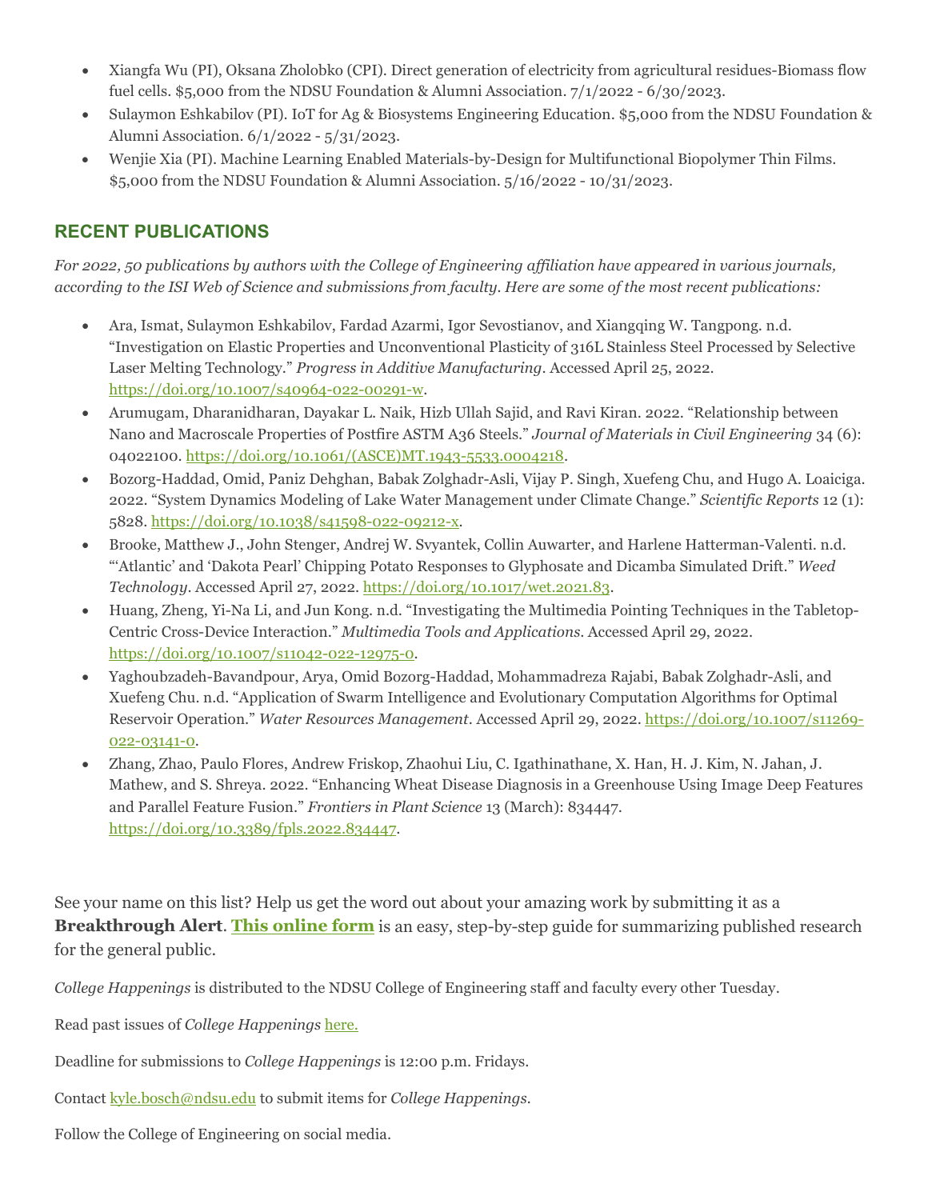- Xiangfa Wu (PI), Oksana Zholobko (CPI). Direct generation of electricity from agricultural residues-Biomass flow fuel cells. $5,000 from the NDSU Foundation & Alumni Association. 7/1/2022 - 6/30/2023.
- Sulaymon Eshkabilov (PI). IoT for Ag & Biosystems Engineering Education. $5,000 from the NDSU Foundation & Alumni Association. 6/1/2022 - 5/31/2023.
- Wenjie Xia (PI). Machine Learning Enabled Materials-by-Design for Multifunctional Biopolymer Thin Films. $5,000 from the NDSU Foundation & Alumni Association. 5/16/2022 - 10/31/2023.

## RECENT PUBLICATIONS

*For 2022, 50 publications by authors with the College of Engineering affiliation have appeared in various journals, according to the ISI Web of Science and submissions from faculty. Here are some of the most recent publications:*

- Ara, Ismat, Sulaymon Eshkabilov, Fardad Azarmi, Igor Sevostianov, and Xiangqing W. Tangpong. n.d. "Investigation on Elastic Properties and Unconventional Plasticity of 316L Stainless Steel Processed by Selective Laser Melting Technology." *Progress in Additive Manufacturing*. Accessed April 25, 2022. https://doi.org/10.1007/s40964-022-00291-w.
- Arumugam, Dharanidharan, Dayakar L. Naik, Hizb Ullah Sajid, and Ravi Kiran. 2022. "Relationship between Nano and Macroscale Properties of Postfire ASTM A36 Steels." *Journal of Materials in Civil Engineering* 34 (6): 04022100. https://doi.org/10.1061/(ASCE)MT.1943-5533.0004218.
- Bozorg-Haddad, Omid, Paniz Dehghan, Babak Zolghadr-Asli, Vijay P. Singh, Xuefeng Chu, and Hugo A. Loaiciga. 2022. "System Dynamics Modeling of Lake Water Management under Climate Change." *Scientific Reports* 12 (1): 5828. https://doi.org/10.1038/s41598-022-09212-x.
- Brooke, Matthew J., John Stenger, Andrej W. Svyantek, Collin Auwarter, and Harlene Hatterman-Valenti. n.d. "'Atlantic' and 'Dakota Pearl' Chipping Potato Responses to Glyphosate and Dicamba Simulated Drift." *Weed Technology*. Accessed April 27, 2022. https://doi.org/10.1017/wet.2021.83.
- Huang, Zheng, Yi-Na Li, and Jun Kong. n.d. "Investigating the Multimedia Pointing Techniques in the Tabletop-Centric Cross-Device Interaction." *Multimedia Tools and Applications*. Accessed April 29, 2022. https://doi.org/10.1007/s11042-022-12975-0.
- Yaghoubzadeh-Bavandpour, Arya, Omid Bozorg-Haddad, Mohammadreza Rajabi, Babak Zolghadr-Asli, and Xuefeng Chu. n.d. "Application of Swarm Intelligence and Evolutionary Computation Algorithms for Optimal Reservoir Operation." *Water Resources Management*. Accessed April 29, 2022. https://doi.org/10.1007/s11269-022-03141-0.
- Zhang, Zhao, Paulo Flores, Andrew Friskop, Zhaohui Liu, C. Igathinathane, X. Han, H. J. Kim, N. Jahan, J. Mathew, and S. Shreya. 2022. "Enhancing Wheat Disease Diagnosis in a Greenhouse Using Image Deep Features and Parallel Feature Fusion." *Frontiers in Plant Science* 13 (March): 834447. https://doi.org/10.3389/fpls.2022.834447.

See your name on this list? Help us get the word out about your amazing work by submitting it as a **Breakthrough Alert**. **This online form** is an easy, step-by-step guide for summarizing published research for the general public.

*College Happenings* is distributed to the NDSU College of Engineering staff and faculty every other Tuesday.

Read past issues of *College Happenings* here.

Deadline for submissions to *College Happenings* is 12:00 p.m. Fridays.

Contact kyle.bosch@ndsu.edu to submit items for *College Happenings*.

Follow the College of Engineering on social media.